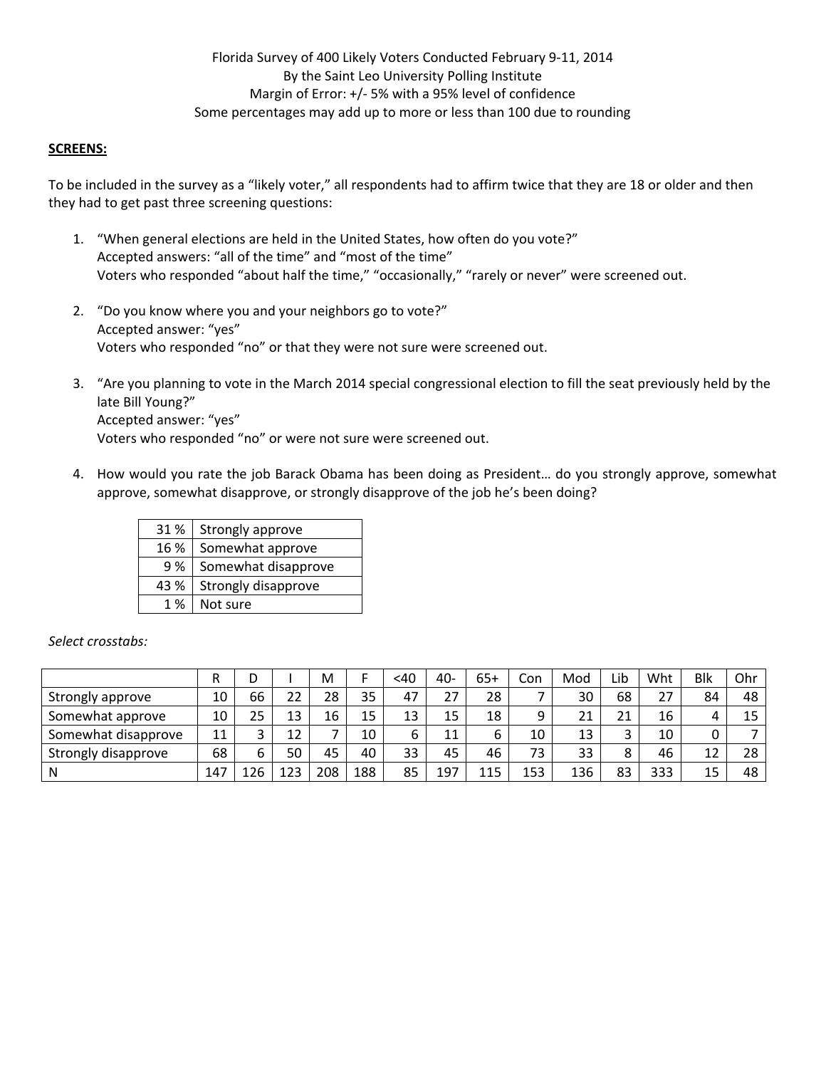Florida Survey of 400 Likely Voters Conducted February 9-11, 2014
By the Saint Leo University Polling Institute
Margin of Error: +/- 5% with a 95% level of confidence
Some percentages may add up to more or less than 100 due to rounding

**SCREENS:**

To be included in the survey as a "likely voter," all respondents had to affirm twice that they are 18 or older and then they had to get past three screening questions:

1. "When general elections are held in the United States, how often do you vote?"
   Accepted answers: "all of the time" and "most of the time"
   Voters who responded "about half the time," "occasionally," "rarely or never" were screened out.

2. "Do you know where you and your neighbors go to vote?"
   Accepted answer: "yes"
   Voters who responded "no" or that they were not sure were screened out.

3. "Are you planning to vote in the March 2014 special congressional election to fill the seat previously held by the late Bill Young?"
   Accepted answer: "yes"
   Voters who responded "no" or were not sure were screened out.

4. How would you rate the job Barack Obama has been doing as President… do you strongly approve, somewhat approve, somewhat disapprove, or strongly disapprove of the job he's been doing?

| | |
|---|---|
| 31 % | Strongly approve |
| 16 % | Somewhat approve |
| 9 % | Somewhat disapprove |
| 43 % | Strongly disapprove |
| 1 % | Not sure |

*Select crosstabs:*

| | R | D | I | M | F | <40 | 40- | 65+ | Con | Mod | Lib | Wht | Blk | Ohr |
|---|---|---|---|---|---|---|---|---|---|---|---|---|---|---|
| Strongly approve | 10 | 66 | 22 | 28 | 35 | 47 | 27 | 28 | 7 | 30 | 68 | 27 | 84 | 48 |
| Somewhat approve | 10 | 25 | 13 | 16 | 15 | 13 | 15 | 18 | 9 | 21 | 21 | 16 | 4 | 15 |
| Somewhat disapprove | 11 | 3 | 12 | 7 | 10 | 6 | 11 | 6 | 10 | 13 | 3 | 10 | 0 | 7 |
| Strongly disapprove | 68 | 6 | 50 | 45 | 40 | 33 | 45 | 46 | 73 | 33 | 8 | 46 | 12 | 28 |
| N | 147 | 126 | 123 | 208 | 188 | 85 | 197 | 115 | 153 | 136 | 83 | 333 | 15 | 48 |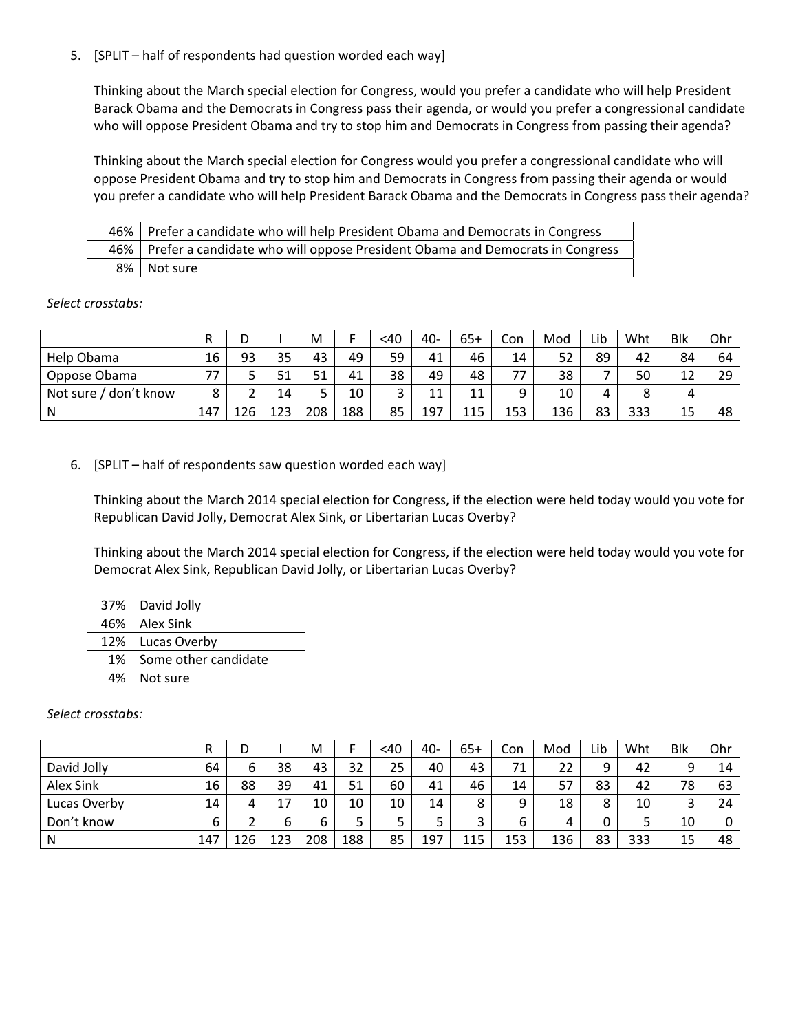5. [SPLIT – half of respondents had question worded each way]

   Thinking about the March special election for Congress, would you prefer a candidate who will help President Barack Obama and the Democrats in Congress pass their agenda, or would you prefer a congressional candidate who will oppose President Obama and try to stop him and Democrats in Congress from passing their agenda?

   Thinking about the March special election for Congress would you prefer a congressional candidate who will oppose President Obama and try to stop him and Democrats in Congress from passing their agenda or would you prefer a candidate who will help President Barack Obama and the Democrats in Congress pass their agenda?

| | |
|---|---|
| 46% | Prefer a candidate who will help President Obama and Democrats in Congress |
| 46% | Prefer a candidate who will oppose President Obama and Democrats in Congress |
| 8% | Not sure |

*Select crosstabs:*

| | R | D | I | M | F | <40 | 40- | 65+ | Con | Mod | Lib | Wht | Blk | Ohr |
|---|---|---|---|---|---|---|---|---|---|---|---|---|---|---|
| Help Obama | 16 | 93 | 35 | 43 | 49 | 59 | 41 | 46 | 14 | 52 | 89 | 42 | 84 | 64 |
| Oppose Obama | 77 | 5 | 51 | 51 | 41 | 38 | 49 | 48 | 77 | 38 | 7 | 50 | 12 | 29 |
| Not sure / don't know | 8 | 2 | 14 | 5 | 10 | 3 | 11 | 11 | 9 | 10 | 4 | 8 | 4 | |
| N | 147 | 126 | 123 | 208 | 188 | 85 | 197 | 115 | 153 | 136 | 83 | 333 | 15 | 48 |

6. [SPLIT – half of respondents saw question worded each way]

   Thinking about the March 2014 special election for Congress, if the election were held today would you vote for Republican David Jolly, Democrat Alex Sink, or Libertarian Lucas Overby?

   Thinking about the March 2014 special election for Congress, if the election were held today would you vote for Democrat Alex Sink, Republican David Jolly, or Libertarian Lucas Overby?

| | |
|---|---|
| 37% | David Jolly |
| 46% | Alex Sink |
| 12% | Lucas Overby |
| 1% | Some other candidate |
| 4% | Not sure |

*Select crosstabs:*

| | R | D | I | M | F | <40 | 40- | 65+ | Con | Mod | Lib | Wht | Blk | Ohr |
|---|---|---|---|---|---|---|---|---|---|---|---|---|---|---|
| David Jolly | 64 | 6 | 38 | 43 | 32 | 25 | 40 | 43 | 71 | 22 | 9 | 42 | 9 | 14 |
| Alex Sink | 16 | 88 | 39 | 41 | 51 | 60 | 41 | 46 | 14 | 57 | 83 | 42 | 78 | 63 |
| Lucas Overby | 14 | 4 | 17 | 10 | 10 | 10 | 14 | 8 | 9 | 18 | 8 | 10 | 3 | 24 |
| Don't know | 6 | 2 | 6 | 6 | 5 | 5 | 5 | 3 | 6 | 4 | 0 | 5 | 10 | 0 |
| N | 147 | 126 | 123 | 208 | 188 | 85 | 197 | 115 | 153 | 136 | 83 | 333 | 15 | 48 |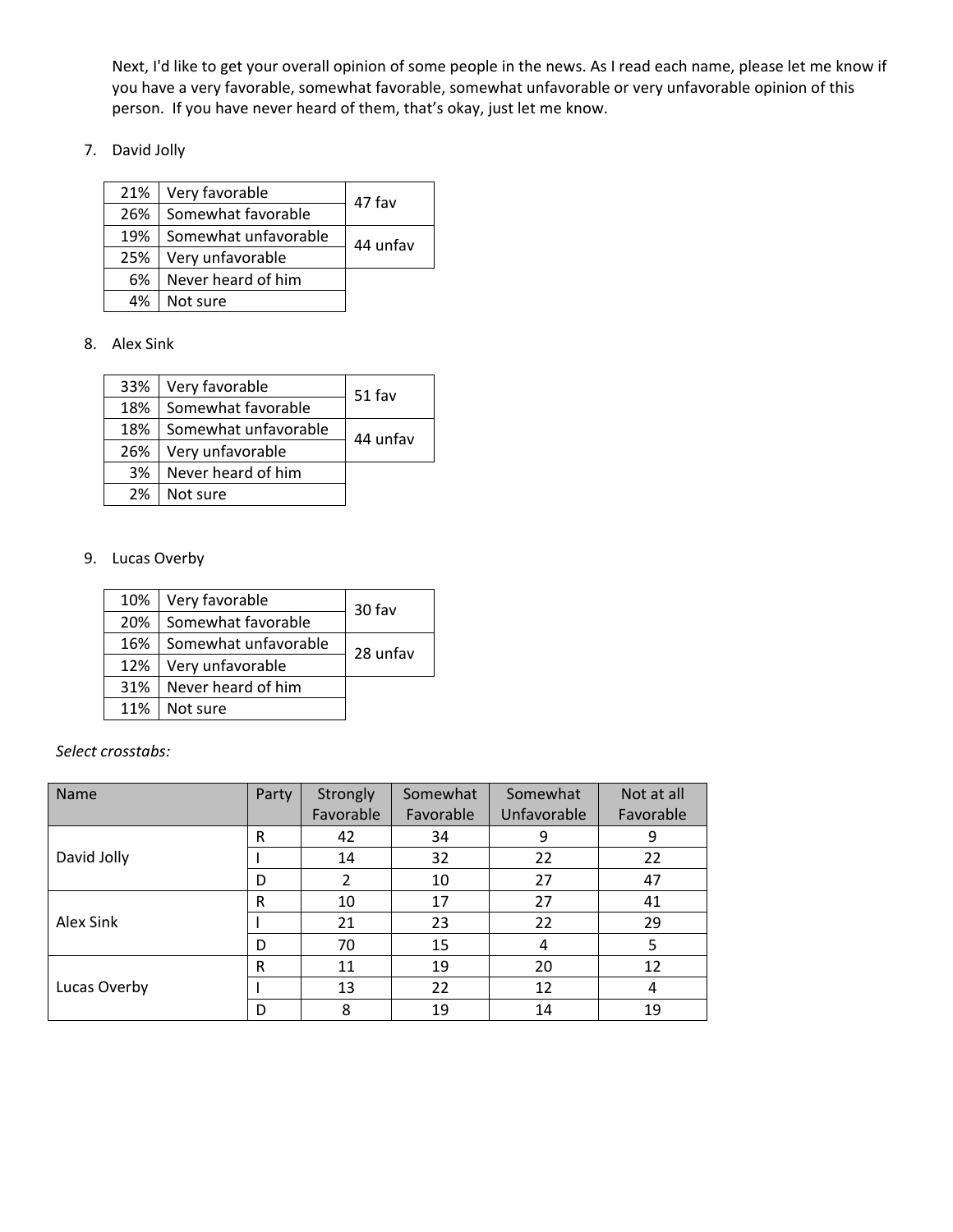Next, I'd like to get your overall opinion of some people in the news. As I read each name, please let me know if you have a very favorable, somewhat favorable, somewhat unfavorable or very unfavorable opinion of this person. If you have never heard of them, that's okay, just let me know.

7. David Jolly

| | | |
|---|---|---|
| 21% | Very favorable | 47 fav |
| 26% | Somewhat favorable | |
| 19% | Somewhat unfavorable | 44 unfav |
| 25% | Very unfavorable | |
| 6% | Never heard of him | |
| 4% | Not sure | |

8. Alex Sink

| | | |
|---|---|---|
| 33% | Very favorable | 51 fav |
| 18% | Somewhat favorable | |
| 18% | Somewhat unfavorable | 44 unfav |
| 26% | Very unfavorable | |
| 3% | Never heard of him | |
| 2% | Not sure | |

9. Lucas Overby

| | | |
|---|---|---|
| 10% | Very favorable | 30 fav |
| 20% | Somewhat favorable | |
| 16% | Somewhat unfavorable | 28 unfav |
| 12% | Very unfavorable | |
| 31% | Never heard of him | |
| 11% | Not sure | |

*Select crosstabs:*

| Name | Party | Strongly Favorable | Somewhat Favorable | Somewhat Unfavorable | Not at all Favorable |
|---|---|---|---|---|---|
| David Jolly | R | 42 | 34 | 9 | 9 |
| | I | 14 | 32 | 22 | 22 |
| | D | 2 | 10 | 27 | 47 |
| Alex Sink | R | 10 | 17 | 27 | 41 |
| | I | 21 | 23 | 22 | 29 |
| | D | 70 | 15 | 4 | 5 |
| Lucas Overby | R | 11 | 19 | 20 | 12 |
| | I | 13 | 22 | 12 | 4 |
| | D | 8 | 19 | 14 | 19 |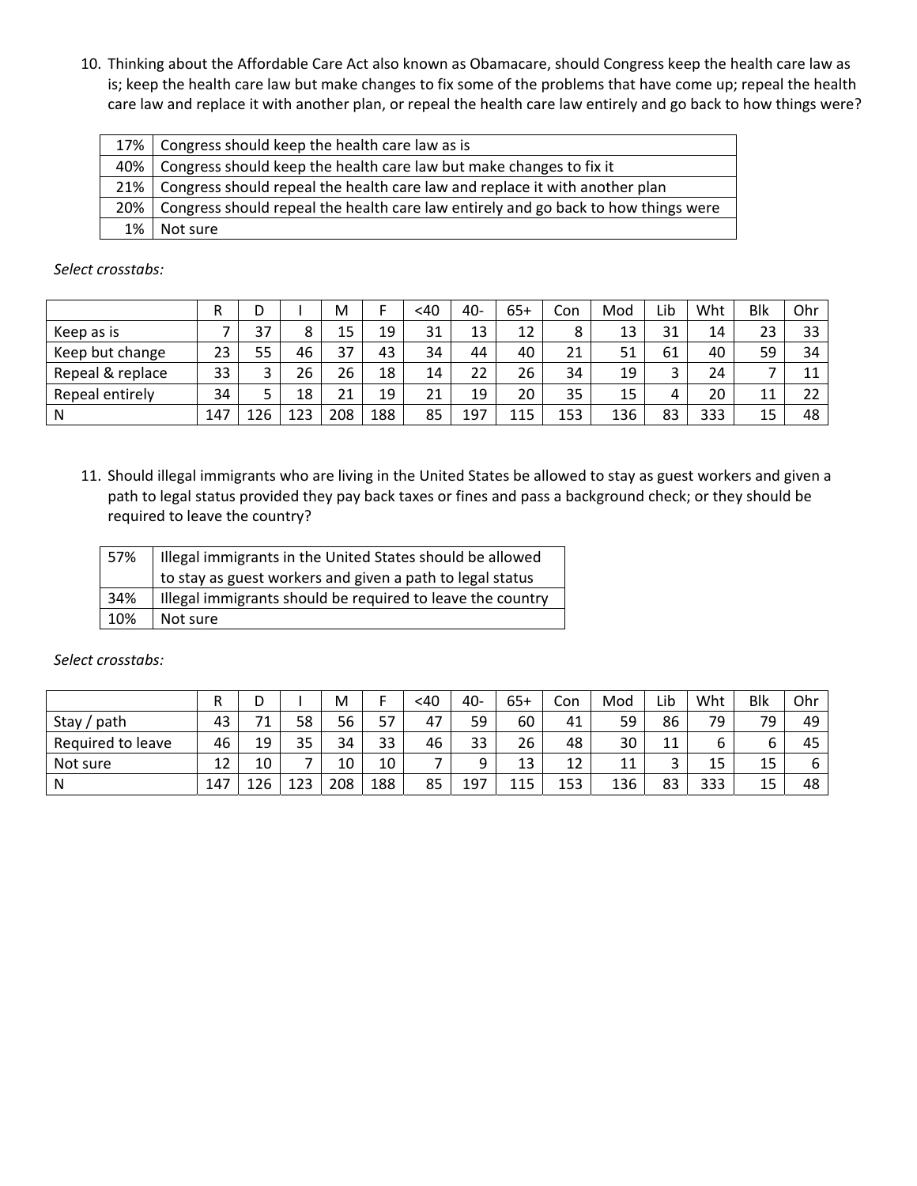10. Thinking about the Affordable Care Act also known as Obamacare, should Congress keep the health care law as is; keep the health care law but make changes to fix some of the problems that have come up; repeal the health care law and replace it with another plan, or repeal the health care law entirely and go back to how things were?

| | |
|---|---|
| 17% | Congress should keep the health care law as is |
| 40% | Congress should keep the health care law but make changes to fix it |
| 21% | Congress should repeal the health care law and replace it with another plan |
| 20% | Congress should repeal the health care law entirely and go back to how things were |
| 1% | Not sure |

*Select crosstabs:*

| | R | D | I | M | F | <40 | 40- | 65+ | Con | Mod | Lib | Wht | Blk | Ohr |
|---|---|---|---|---|---|---|---|---|---|---|---|---|---|---|
| Keep as is | 7 | 37 | 8 | 15 | 19 | 31 | 13 | 12 | 8 | 13 | 31 | 14 | 23 | 33 |
| Keep but change | 23 | 55 | 46 | 37 | 43 | 34 | 44 | 40 | 21 | 51 | 61 | 40 | 59 | 34 |
| Repeal & replace | 33 | 3 | 26 | 26 | 18 | 14 | 22 | 26 | 34 | 19 | 3 | 24 | 7 | 11 |
| Repeal entirely | 34 | 5 | 18 | 21 | 19 | 21 | 19 | 20 | 35 | 15 | 4 | 20 | 11 | 22 |
| N | 147 | 126 | 123 | 208 | 188 | 85 | 197 | 115 | 153 | 136 | 83 | 333 | 15 | 48 |

11. Should illegal immigrants who are living in the United States be allowed to stay as guest workers and given a path to legal status provided they pay back taxes or fines and pass a background check; or they should be required to leave the country?

| | |
|---|---|
| 57% | Illegal immigrants in the United States should be allowed to stay as guest workers and given a path to legal status |
| 34% | Illegal immigrants should be required to leave the country |
| 10% | Not sure |

*Select crosstabs:*

| | R | D | I | M | F | <40 | 40- | 65+ | Con | Mod | Lib | Wht | Blk | Ohr |
|---|---|---|---|---|---|---|---|---|---|---|---|---|---|---|
| Stay / path | 43 | 71 | 58 | 56 | 57 | 47 | 59 | 60 | 41 | 59 | 86 | 79 | 79 | 49 |
| Required to leave | 46 | 19 | 35 | 34 | 33 | 46 | 33 | 26 | 48 | 30 | 11 | 6 | 6 | 45 |
| Not sure | 12 | 10 | 7 | 10 | 10 | 7 | 9 | 13 | 12 | 11 | 3 | 15 | 15 | 6 |
| N | 147 | 126 | 123 | 208 | 188 | 85 | 197 | 115 | 153 | 136 | 83 | 333 | 15 | 48 |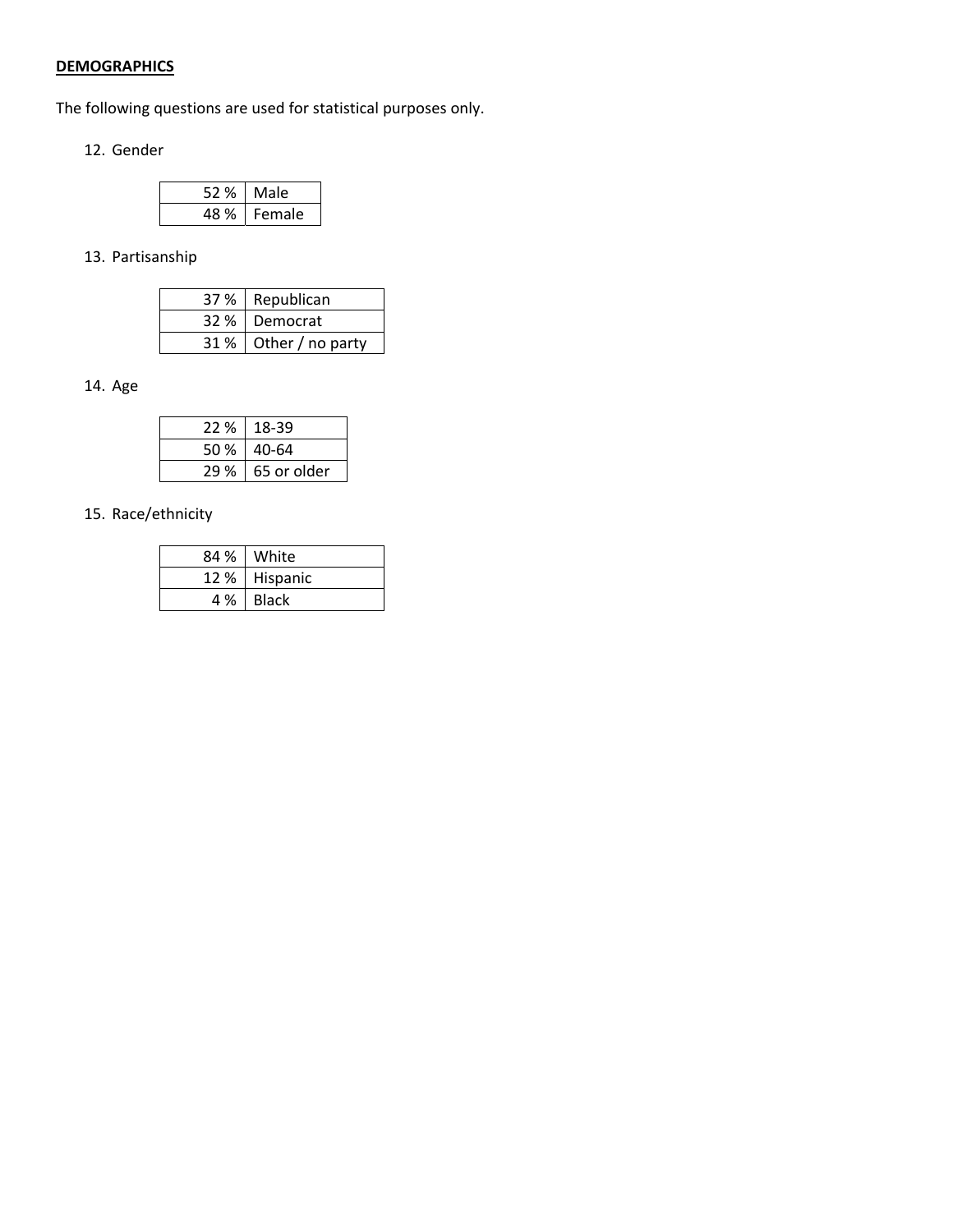**DEMOGRAPHICS**

The following questions are used for statistical purposes only.

12. Gender

| | |
|---|---|
| 52 % | Male |
| 48 % | Female |

13. Partisanship

| | |
|---|---|
| 37 % | Republican |
| 32 % | Democrat |
| 31 % | Other / no party |

14. Age

| | |
|---|---|
| 22 % | 18-39 |
| 50 % | 40-64 |
| 29 % | 65 or older |

15. Race/ethnicity

| | |
|---|---|
| 84 % | White |
| 12 % | Hispanic |
| 4 % | Black |